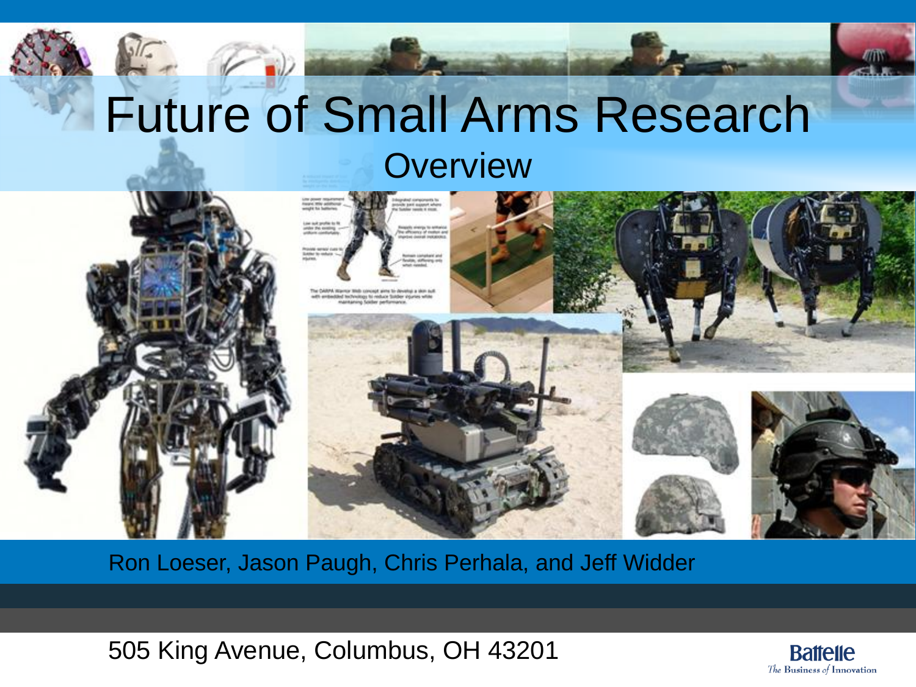# Future of Small Arms Research

## Overview

Ron Loeser, Jason Paugh, Chris Perhala, and Jeff Widder

505 King Avenue, Columbus, OH 43201

Battelle
*The Business of Innovation*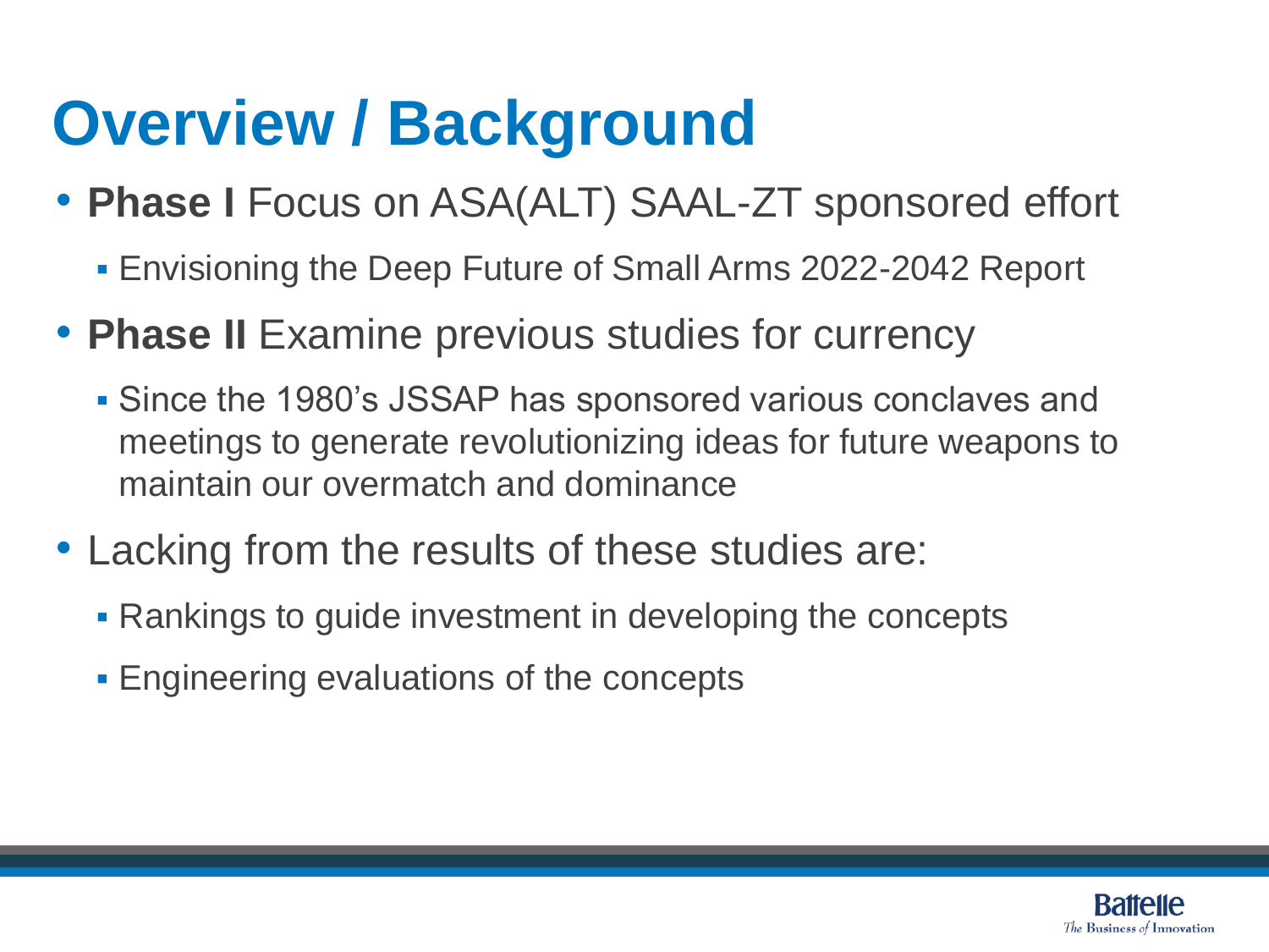# Overview / Background

- **Phase I** Focus on ASA(ALT) SAAL-ZT sponsored effort
  - Envisioning the Deep Future of Small Arms 2022-2042 Report
- **Phase II** Examine previous studies for currency
  - Since the 1980's JSSAP has sponsored various conclaves and meetings to generate revolutionizing ideas for future weapons to maintain our overmatch and dominance
- Lacking from the results of these studies are:
  - Rankings to guide investment in developing the concepts
  - Engineering evaluations of the concepts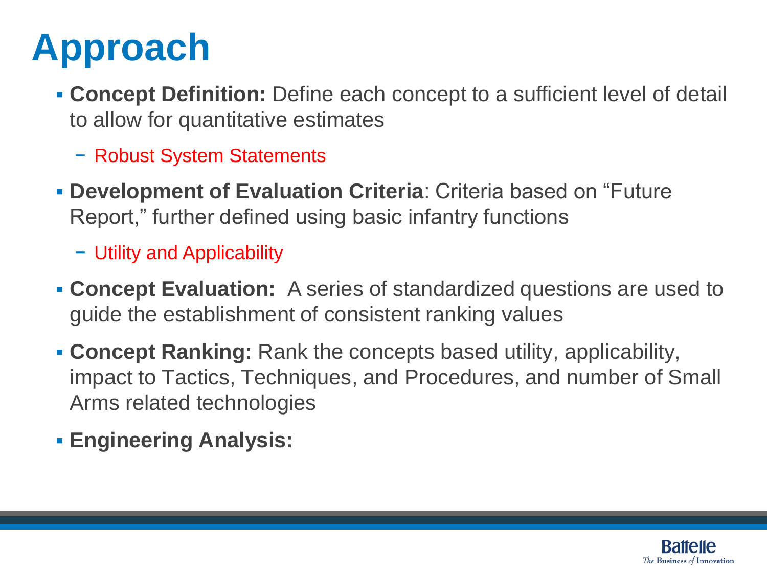# Approach

- **Concept Definition:** Define each concept to a sufficient level of detail to allow for quantitative estimates
  - Robust System Statements
- **Development of Evaluation Criteria**: Criteria based on "Future Report," further defined using basic infantry functions
  - Utility and Applicability
- **Concept Evaluation:** A series of standardized questions are used to guide the establishment of consistent ranking values
- **Concept Ranking:** Rank the concepts based utility, applicability, impact to Tactics, Techniques, and Procedures, and number of Small Arms related technologies
- **Engineering Analysis:**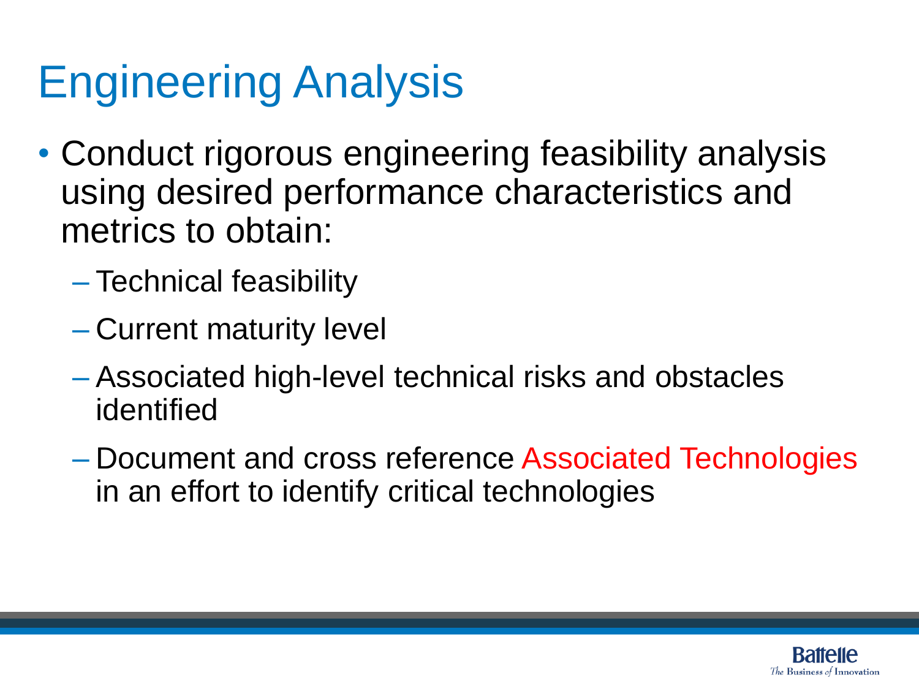# Engineering Analysis

- Conduct rigorous engineering feasibility analysis using desired performance characteristics and metrics to obtain:
  - Technical feasibility
  - Current maturity level
  - Associated high-level technical risks and obstacles identified
  - Document and cross reference Associated Technologies in an effort to identify critical technologies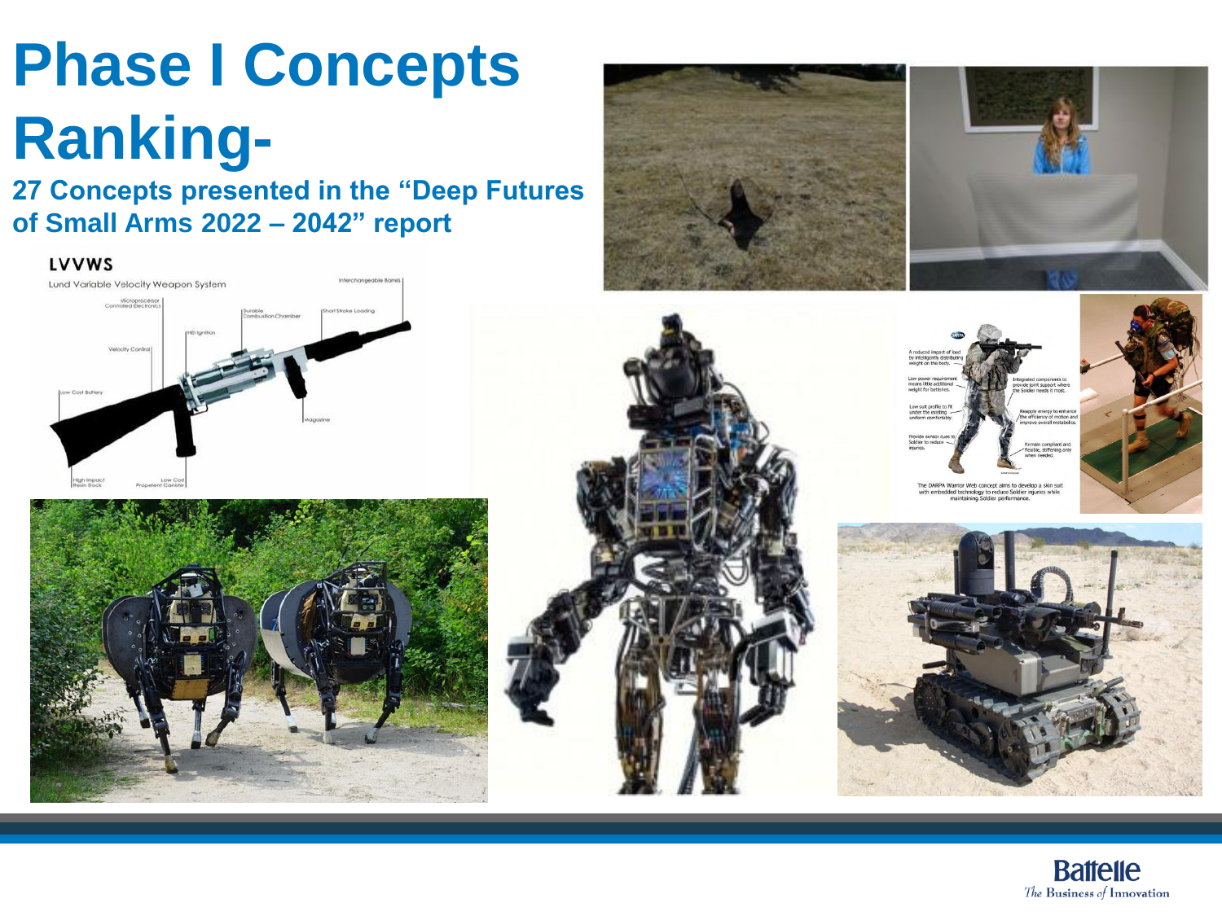# Phase I Concepts Ranking-

**27 Concepts presented in the "Deep Futures of Small Arms 2022 – 2042" report**

**LVVWS**

Lund Variable Velocity Weapon System

- Microprocessor Controlled Electronics
- Velocity Control
- Low Cost Battery
- HEI Ignition
- Durable Combustion Chamber
- Interchangeable Barrels
- Short Stroke Loading
- Magazine
- High Impact Resin Stock
- Low Cost Propellant Canister

- A reduced impact of load by intelligently distributing weight on the body.
- Low power requirement means little additional weight for batteries.
- Low suit profile to fit under the existing uniform comfortably.
- Provide sensor cues to Soldier to reduce injuries.
- Integrated components to provide joint support where the Soldier needs it most.
- Reapply energy to enhance the efficiency of motion and improve overall metabolics.
- Remain compliant and flexible, stiffening only when needed.

The DARPA Warrior Web concept aims to develop a skin suit with embedded technology to reduce Soldier injuries while maintaining Soldier performance.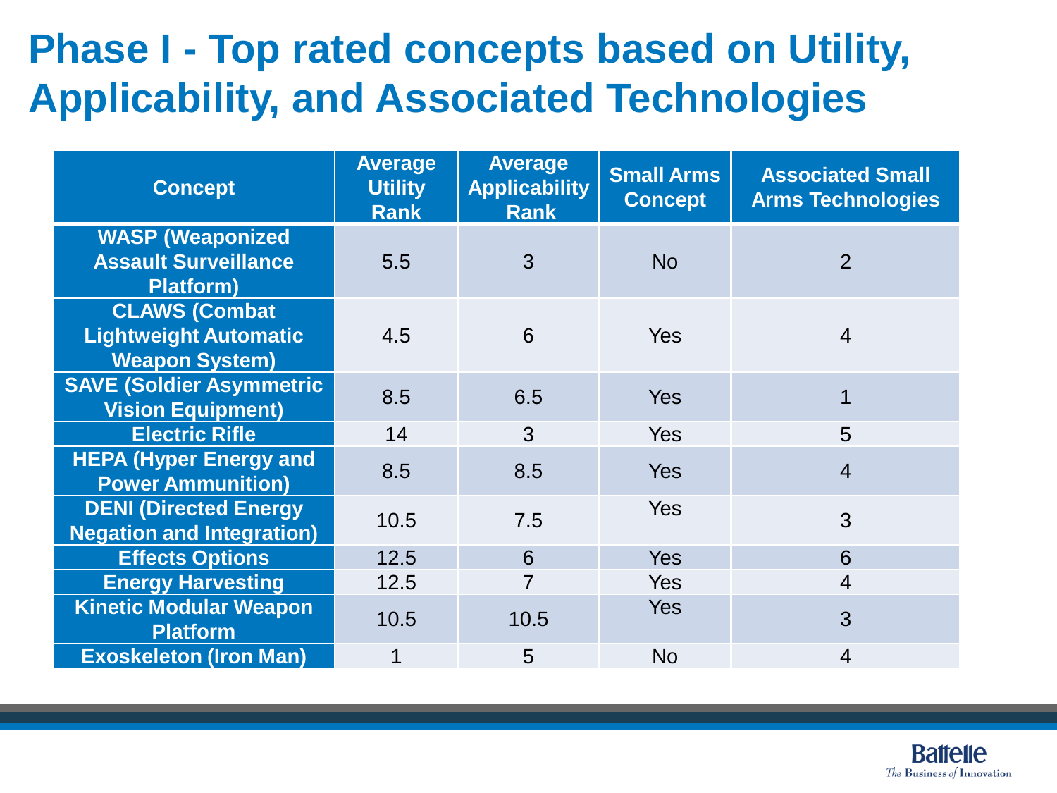# Phase I - Top rated concepts based on Utility, Applicability, and Associated Technologies

| Concept | Average Utility Rank | Average Applicability Rank | Small Arms Concept | Associated Small Arms Technologies |
|---|---|---|---|---|
| WASP (Weaponized Assault Surveillance Platform) | 5.5 | 3 | No | 2 |
| CLAWS (Combat Lightweight Automatic Weapon System) | 4.5 | 6 | Yes | 4 |
| SAVE (Soldier Asymmetric Vision Equipment) | 8.5 | 6.5 | Yes | 1 |
| Electric Rifle | 14 | 3 | Yes | 5 |
| HEPA (Hyper Energy and Power Ammunition) | 8.5 | 8.5 | Yes | 4 |
| DENI (Directed Energy Negation and Integration) | 10.5 | 7.5 | Yes | 3 |
| Effects Options | 12.5 | 6 | Yes | 6 |
| Energy Harvesting | 12.5 | 7 | Yes | 4 |
| Kinetic Modular Weapon Platform | 10.5 | 10.5 | Yes | 3 |
| Exoskeleton (Iron Man) | 1 | 5 | No | 4 |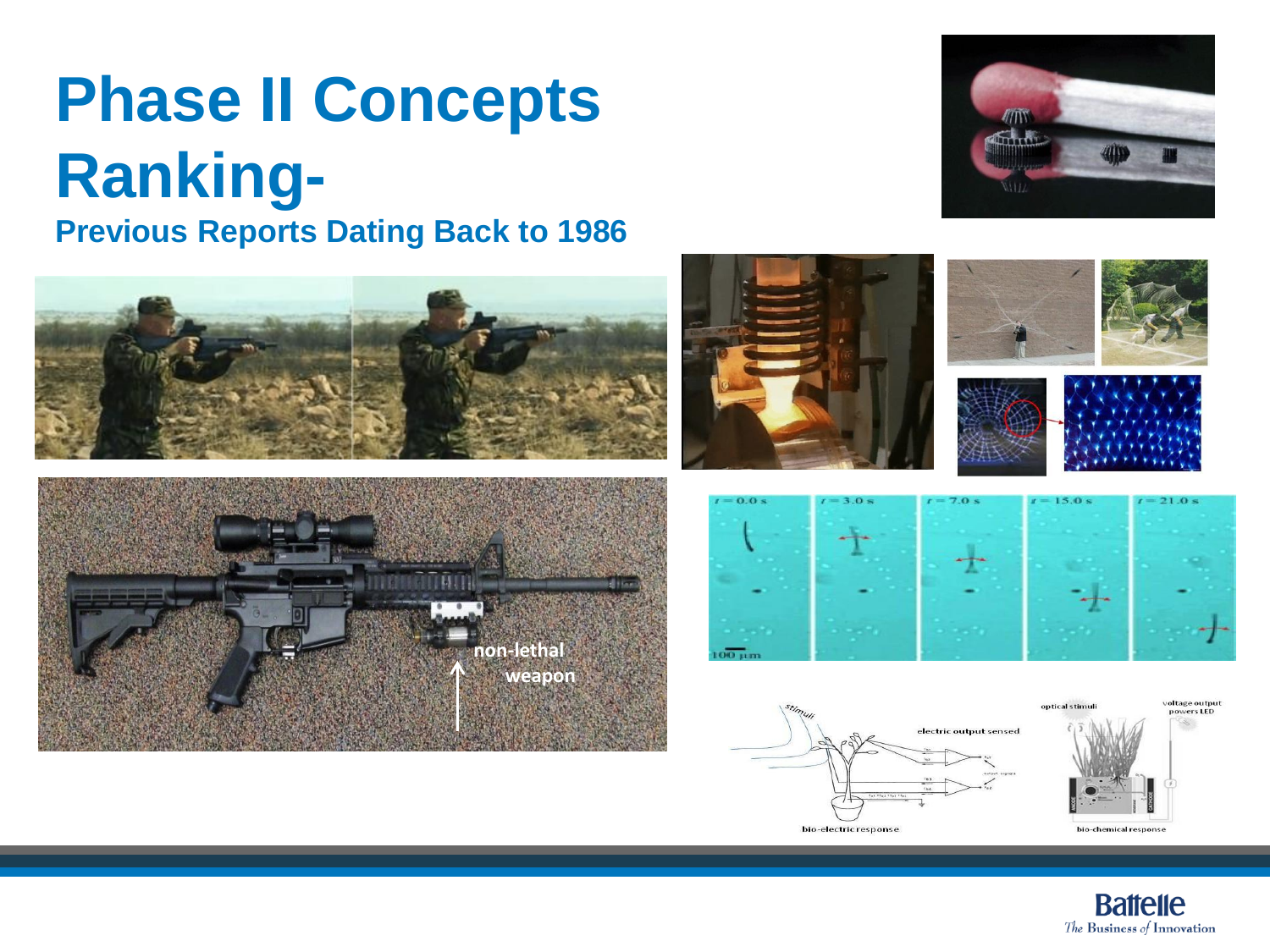# Phase II Concepts Ranking-

## Previous Reports Dating Back to 1986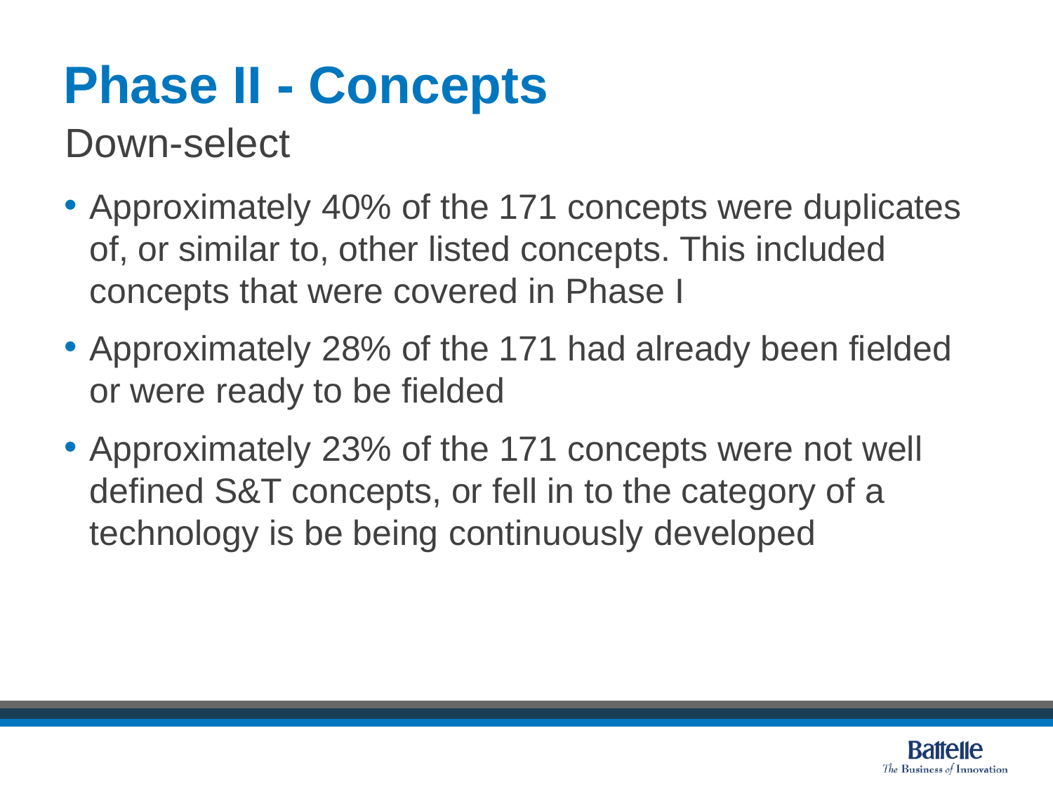# Phase II - Concepts

## Down-select

- Approximately 40% of the 171 concepts were duplicates of, or similar to, other listed concepts. This included concepts that were covered in Phase I
- Approximately 28% of the 171 had already been fielded or were ready to be fielded
- Approximately 23% of the 171 concepts were not well defined S&T concepts, or fell in to the category of a technology is be being continuously developed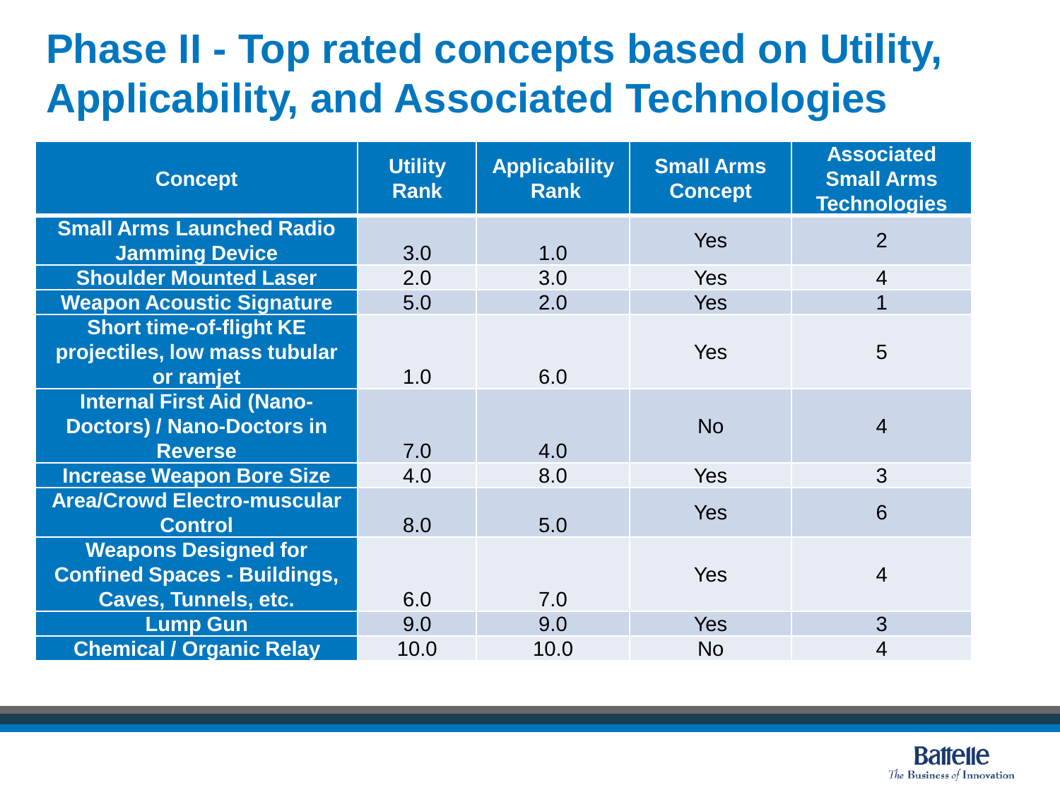# Phase II - Top rated concepts based on Utility, Applicability, and Associated Technologies

| Concept | Utility Rank | Applicability Rank | Small Arms Concept | Associated Small Arms Technologies |
|---|---|---|---|---|
| Small Arms Launched Radio Jamming Device | 3.0 | 1.0 | Yes | 2 |
| Shoulder Mounted Laser | 2.0 | 3.0 | Yes | 4 |
| Weapon Acoustic Signature | 5.0 | 2.0 | Yes | 1 |
| Short time-of-flight KE projectiles, low mass tubular or ramjet | 1.0 | 6.0 | Yes | 5 |
| Internal First Aid (Nano-Doctors) / Nano-Doctors in Reverse | 7.0 | 4.0 | No | 4 |
| Increase Weapon Bore Size | 4.0 | 8.0 | Yes | 3 |
| Area/Crowd Electro-muscular Control | 8.0 | 5.0 | Yes | 6 |
| Weapons Designed for Confined Spaces - Buildings, Caves, Tunnels, etc. | 6.0 | 7.0 | Yes | 4 |
| Lump Gun | 9.0 | 9.0 | Yes | 3 |
| Chemical / Organic Relay | 10.0 | 10.0 | No | 4 |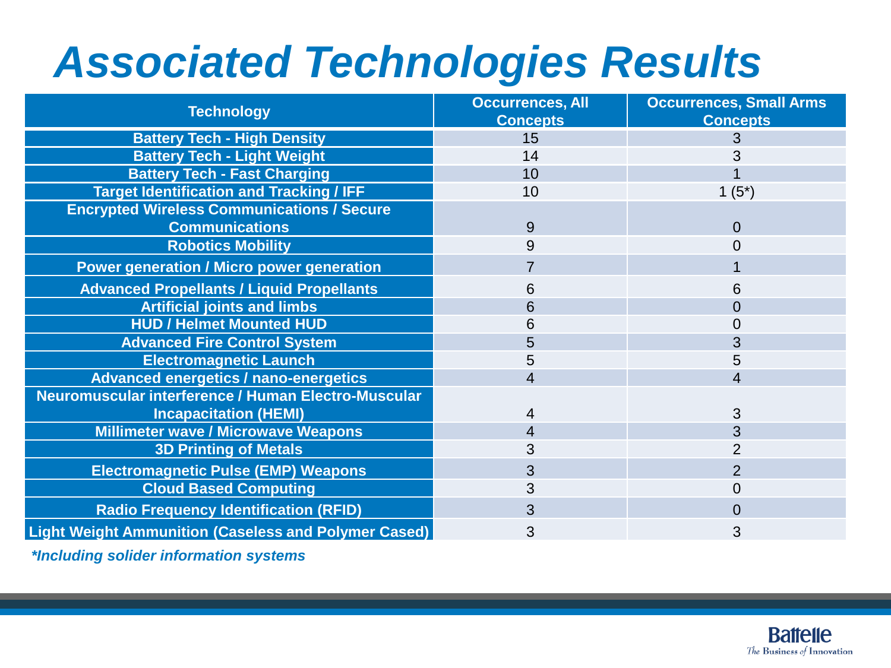# Associated Technologies Results

| Technology | Occurrences, All Concepts | Occurrences, Small Arms Concepts |
|---|---|---|
| Battery Tech - High Density | 15 | 3 |
| Battery Tech - Light Weight | 14 | 3 |
| Battery Tech - Fast Charging | 10 | 1 |
| Target Identification and Tracking / IFF | 10 | 1 (5*) |
| Encrypted Wireless Communications / Secure Communications | 9 | 0 |
| Robotics Mobility | 9 | 0 |
| Power generation / Micro power generation | 7 | 1 |
| Advanced Propellants / Liquid Propellants | 6 | 6 |
| Artificial joints and limbs | 6 | 0 |
| HUD / Helmet Mounted HUD | 6 | 0 |
| Advanced Fire Control System | 5 | 3 |
| Electromagnetic Launch | 5 | 5 |
| Advanced energetics / nano-energetics | 4 | 4 |
| Neuromuscular interference / Human Electro-Muscular Incapacitation (HEMI) | 4 | 3 |
| Millimeter wave / Microwave Weapons | 4 | 3 |
| 3D Printing of Metals | 3 | 2 |
| Electromagnetic Pulse (EMP) Weapons | 3 | 2 |
| Cloud Based Computing | 3 | 0 |
| Radio Frequency Identification (RFID) | 3 | 0 |
| Light Weight Ammunition (Caseless and Polymer Cased) | 3 | 3 |

*\*Including solider information systems*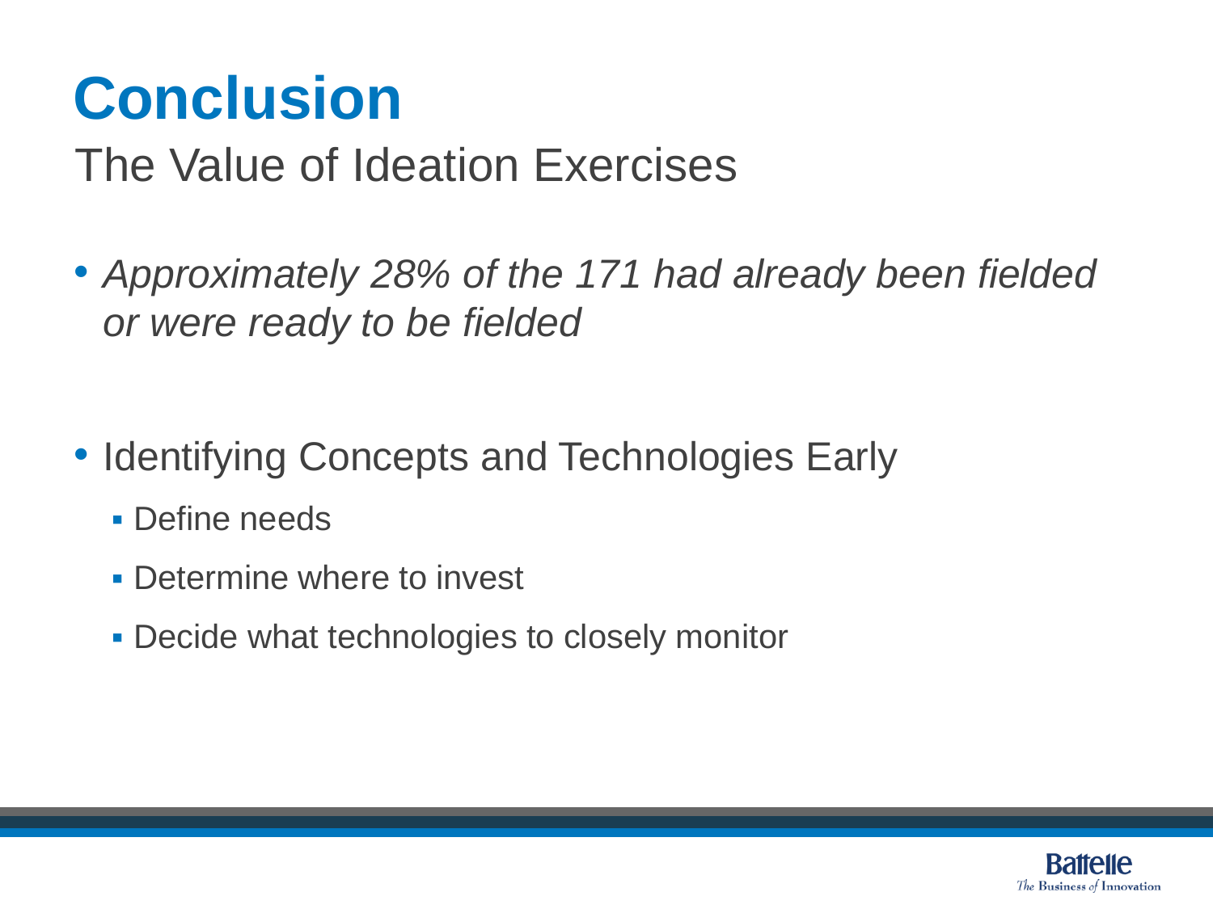# Conclusion

## The Value of Ideation Exercises

- *Approximately 28% of the 171 had already been fielded or were ready to be fielded*

- Identifying Concepts and Technologies Early
  - Define needs
  - Determine where to invest
  - Decide what technologies to closely monitor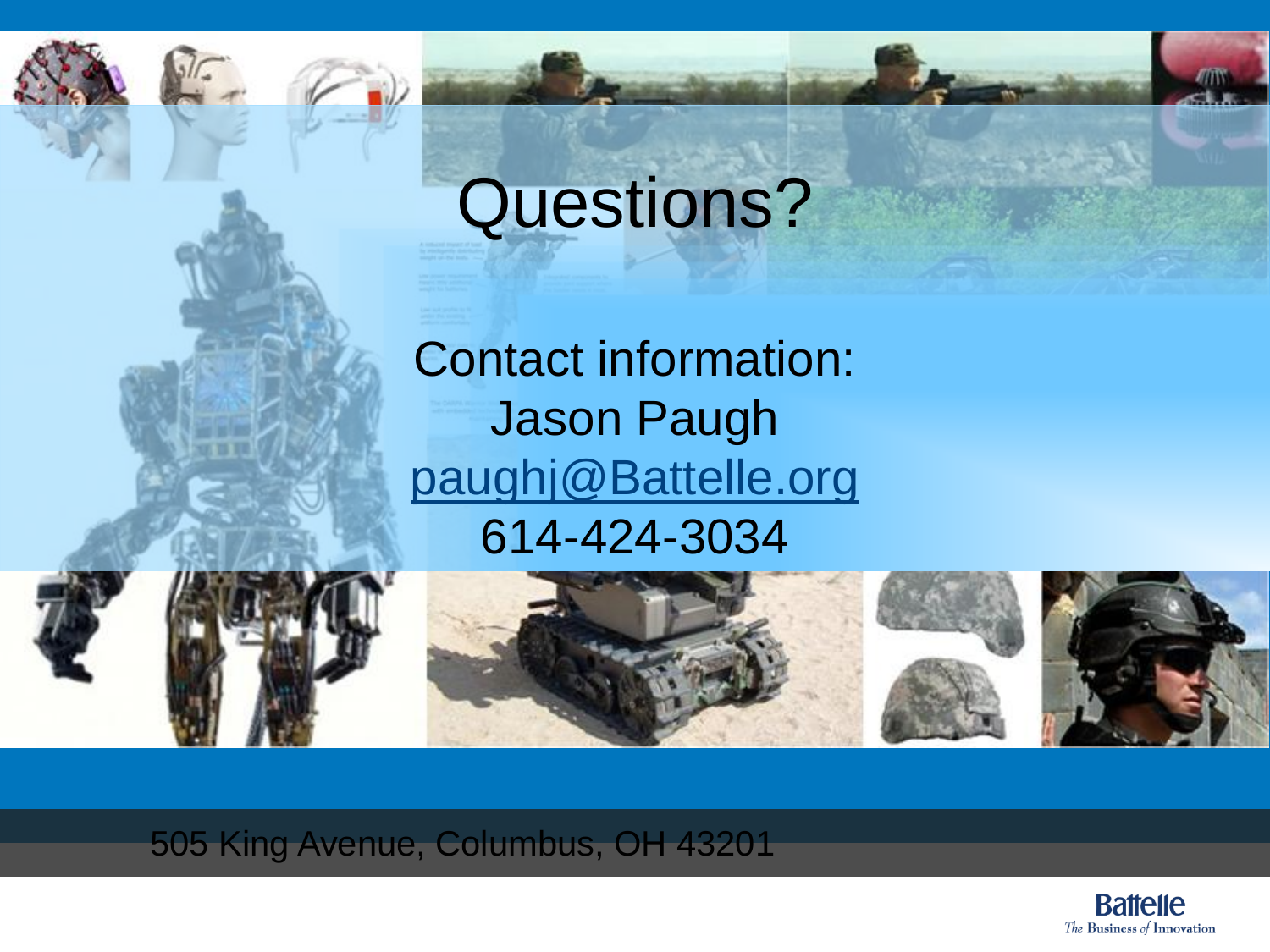# Questions?

Contact information:
Jason Paugh
paughj@Battelle.org
614-424-3034

505 King Avenue, Columbus, OH 43201

Battelle
The Business of Innovation